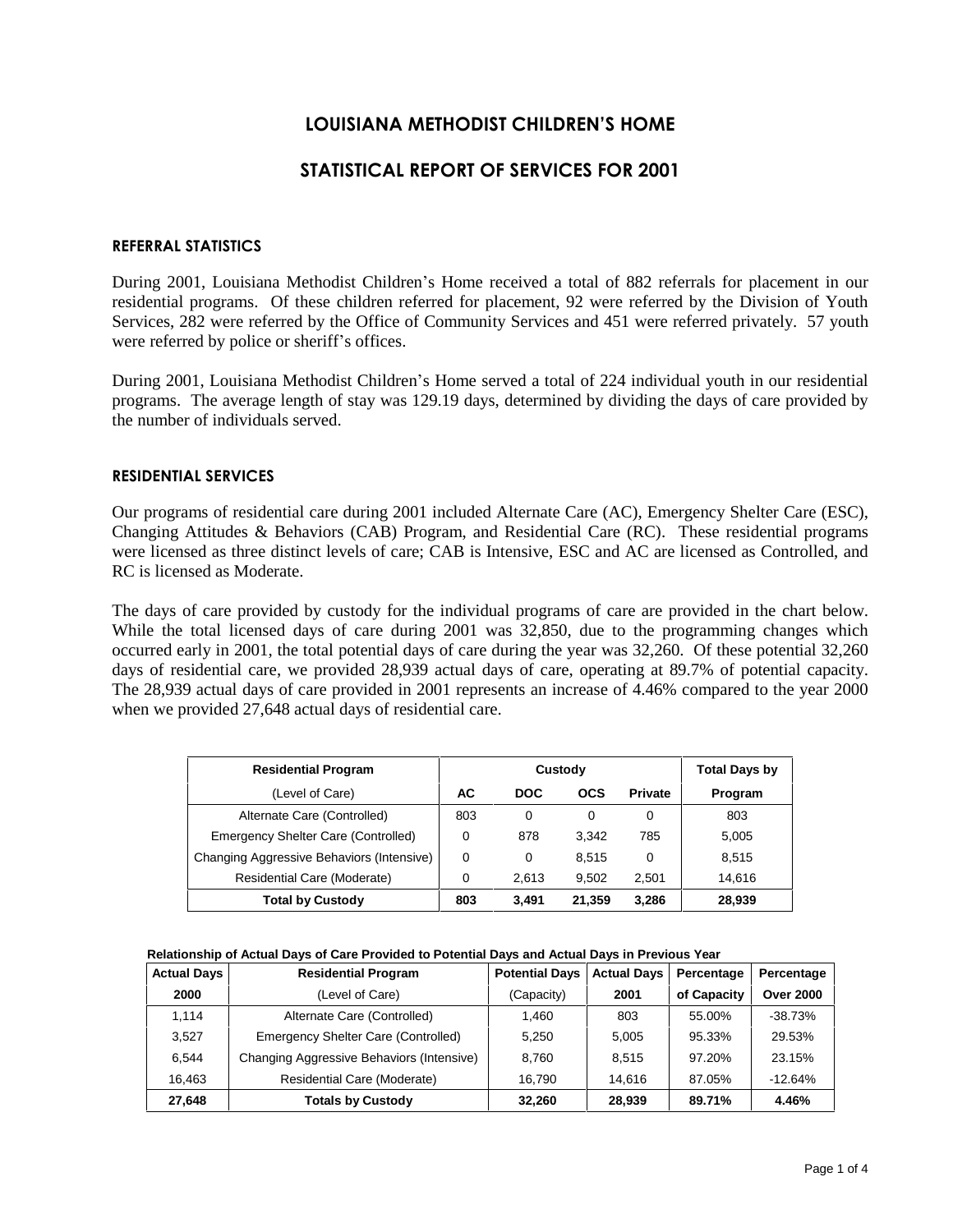# LOUISIANA METHODIST CHILDREN'S HOME

## STATISTICAL REPORT OF SERVICES FOR 2001

### REFERRAL STATISTICS

During 2001, Louisiana Methodist Children's Home received a total of 882 referrals for placement in our residential programs. Of these children referred for placement, 92 were referred by the Division of Youth Services, 282 were referred by the Office of Community Services and 451 were referred privately. 57 youth were referred by police or sheriff's offices.

During 2001, Louisiana Methodist Children's Home served a total of 224 individual youth in our residential programs. The average length of stay was 129.19 days, determined by dividing the days of care provided by the number of individuals served.

### RESIDENTIAL SERVICES

Our programs of residential care during 2001 included Alternate Care (AC), Emergency Shelter Care (ESC), Changing Attitudes & Behaviors (CAB) Program, and Residential Care (RC). These residential programs were licensed as three distinct levels of care; CAB is Intensive, ESC and AC are licensed as Controlled, and RC is licensed as Moderate.

The days of care provided by custody for the individual programs of care are provided in the chart below. While the total licensed days of care during 2001 was 32,850, due to the programming changes which occurred early in 2001, the total potential days of care during the year was 32,260. Of these potential 32,260 days of residential care, we provided 28,939 actual days of care, operating at 89.7% of potential capacity. The 28,939 actual days of care provided in 2001 represents an increase of 4.46% compared to the year 2000 when we provided 27,648 actual days of residential care.

| Residential Program | Custody | | | | Total Days by |
|---|---|---|---|---|---|
| (Level of Care) | AC | DOC | OCS | Private | Program |
| Alternate Care (Controlled) | 803 | 0 | 0 | 0 | 803 |
| Emergency Shelter Care (Controlled) | 0 | 878 | 3,342 | 785 | 5,005 |
| Changing Aggressive Behaviors (Intensive) | 0 | 0 | 8,515 | 0 | 8,515 |
| Residential Care (Moderate) | 0 | 2,613 | 9,502 | 2,501 | 14,616 |
| **Total by Custody** | **803** | **3,491** | **21,359** | **3,286** | **28,939** |

**Relationship of Actual Days of Care Provided to Potential Days and Actual Days in Previous Year**

| Actual Days | Residential Program | Potential Days | Actual Days | Percentage | Percentage |
|---|---|---|---|---|---|
| 2000 | (Level of Care) | (Capacity) | 2001 | of Capacity | Over 2000 |
| 1,114 | Alternate Care (Controlled) | 1,460 | 803 | 55.00% | -38.73% |
| 3,527 | Emergency Shelter Care (Controlled) | 5,250 | 5,005 | 95.33% | 29.53% |
| 6,544 | Changing Aggressive Behaviors (Intensive) | 8,760 | 8,515 | 97.20% | 23.15% |
| 16,463 | Residential Care (Moderate) | 16,790 | 14,616 | 87.05% | -12.64% |
| **27,648** | **Totals by Custody** | **32,260** | **28,939** | **89.71%** | **4.46%** |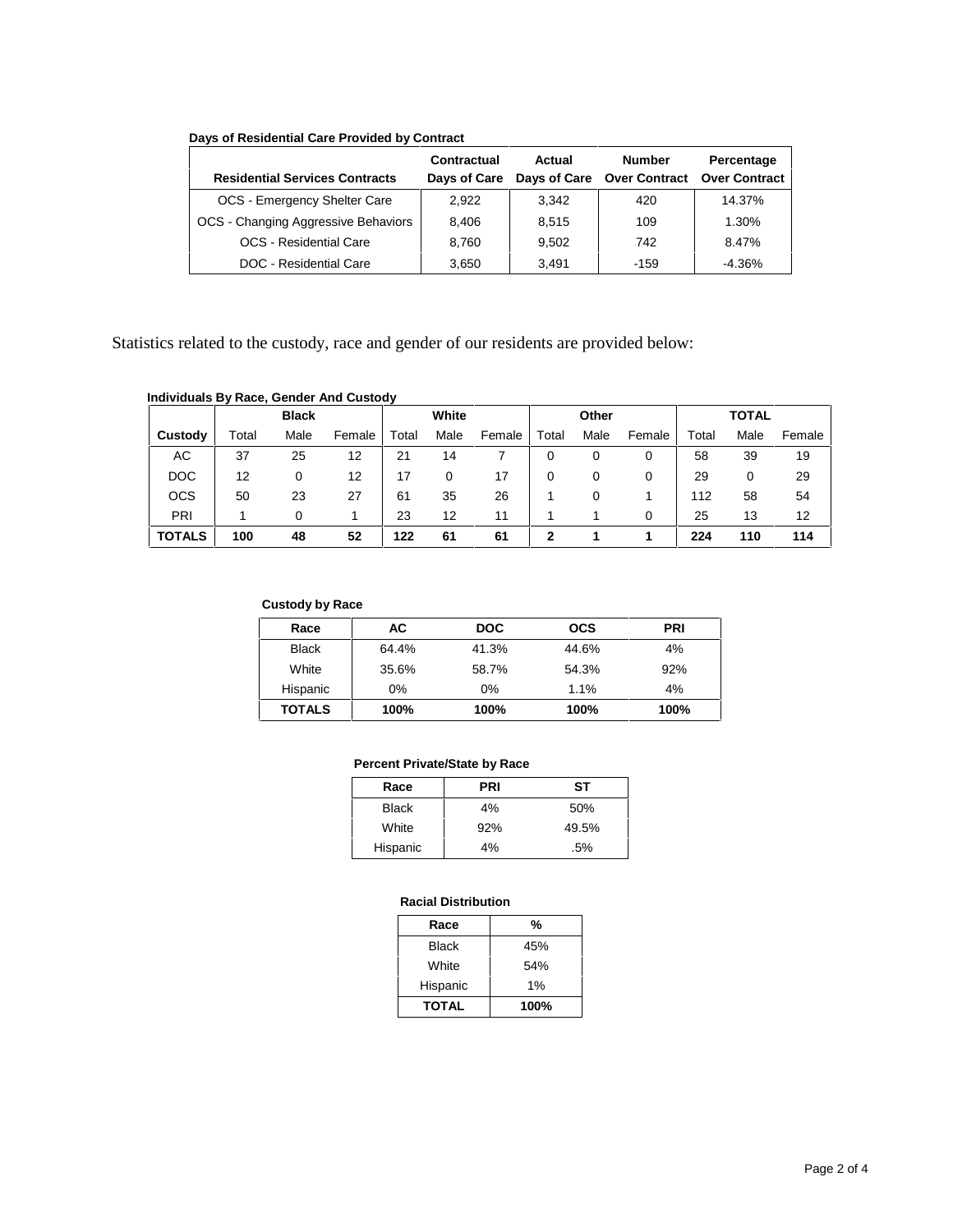**Days of Residential Care Provided by Contract**

| Residential Services Contracts | Contractual Days of Care | Actual Days of Care | Number Over Contract | Percentage Over Contract |
|---|---|---|---|---|
| OCS - Emergency Shelter Care | 2,922 | 3,342 | 420 | 14.37% |
| OCS - Changing Aggressive Behaviors | 8,406 | 8,515 | 109 | 1.30% |
| OCS - Residential Care | 8,760 | 9,502 | 742 | 8.47% |
| DOC - Residential Care | 3,650 | 3,491 | -159 | -4.36% |

Statistics related to the custody, race and gender of our residents are provided below:

**Individuals By Race, Gender And Custody**

| | Black | | | White | | | Other | | | TOTAL | | |
|---|---|---|---|---|---|---|---|---|---|---|---|---|
| Custody | Total | Male | Female | Total | Male | Female | Total | Male | Female | Total | Male | Female |
| AC | 37 | 25 | 12 | 21 | 14 | 7 | 0 | 0 | 0 | 58 | 39 | 19 |
| DOC | 12 | 0 | 12 | 17 | 0 | 17 | 0 | 0 | 0 | 29 | 0 | 29 |
| OCS | 50 | 23 | 27 | 61 | 35 | 26 | 1 | 0 | 1 | 112 | 58 | 54 |
| PRI | 1 | 0 | 1 | 23 | 12 | 11 | 1 | 1 | 0 | 25 | 13 | 12 |
| **TOTALS** | **100** | **48** | **52** | **122** | **61** | **61** | **2** | **1** | **1** | **224** | **110** | **114** |

**Custody by Race**

| Race | AC | DOC | OCS | PRI |
|---|---|---|---|---|
| Black | 64.4% | 41.3% | 44.6% | 4% |
| White | 35.6% | 58.7% | 54.3% | 92% |
| Hispanic | 0% | 0% | 1.1% | 4% |
| **TOTALS** | **100%** | **100%** | **100%** | **100%** |

**Percent Private/State by Race**

| Race | PRI | ST |
|---|---|---|
| Black | 4% | 50% |
| White | 92% | 49.5% |
| Hispanic | 4% | .5% |

**Racial Distribution**

| Race | % |
|---|---|
| Black | 45% |
| White | 54% |
| Hispanic | 1% |
| **TOTAL** | **100%** |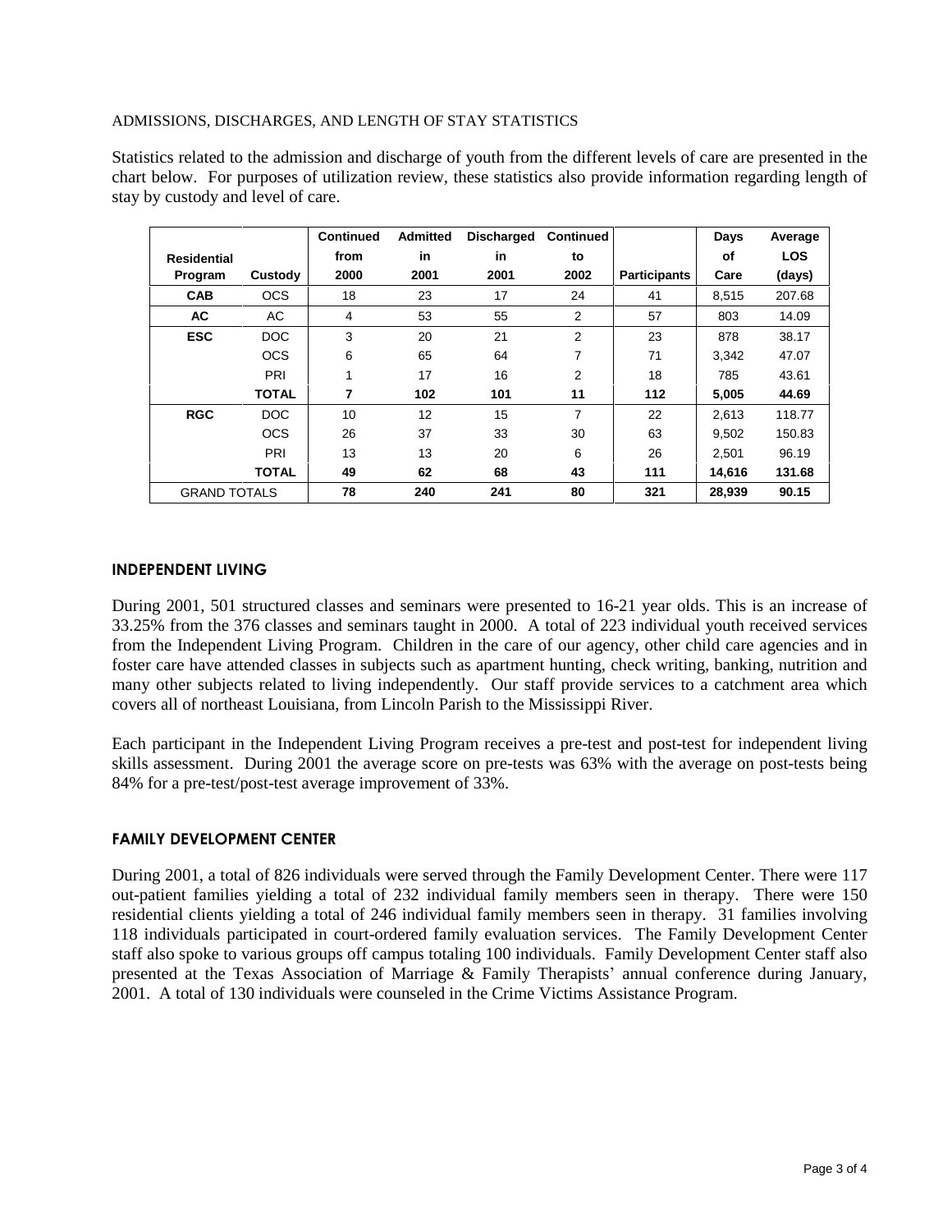ADMISSIONS, DISCHARGES, AND LENGTH OF STAY STATISTICS

Statistics related to the admission and discharge of youth from the different levels of care are presented in the chart below. For purposes of utilization review, these statistics also provide information regarding length of stay by custody and level of care.

| Residential Program | Custody | Continued from 2000 | Admitted in 2001 | Discharged in 2001 | Continued to 2002 | Participants | Days of Care | Average LOS (days) |
|---|---|---|---|---|---|---|---|---|
| **CAB** | OCS | 18 | 23 | 17 | 24 | 41 | 8,515 | 207.68 |
| **AC** | AC | 4 | 53 | 55 | 2 | 57 | 803 | 14.09 |
| **ESC** | DOC | 3 | 20 | 21 | 2 | 23 | 878 | 38.17 |
| | OCS | 6 | 65 | 64 | 7 | 71 | 3,342 | 47.07 |
| | PRI | 1 | 17 | 16 | 2 | 18 | 785 | 43.61 |
| | **TOTAL** | **7** | **102** | **101** | **11** | **112** | **5,005** | **44.69** |
| **RGC** | DOC | 10 | 12 | 15 | 7 | 22 | 2,613 | 118.77 |
| | OCS | 26 | 37 | 33 | 30 | 63 | 9,502 | 150.83 |
| | PRI | 13 | 13 | 20 | 6 | 26 | 2,501 | 96.19 |
| | **TOTAL** | **49** | **62** | **68** | **43** | **111** | **14,616** | **131.68** |
| GRAND TOTALS | | **78** | **240** | **241** | **80** | **321** | **28,939** | **90.15** |

## INDEPENDENT LIVING

During 2001, 501 structured classes and seminars were presented to 16-21 year olds. This is an increase of 33.25% from the 376 classes and seminars taught in 2000. A total of 223 individual youth received services from the Independent Living Program. Children in the care of our agency, other child care agencies and in foster care have attended classes in subjects such as apartment hunting, check writing, banking, nutrition and many other subjects related to living independently. Our staff provide services to a catchment area which covers all of northeast Louisiana, from Lincoln Parish to the Mississippi River.

Each participant in the Independent Living Program receives a pre-test and post-test for independent living skills assessment. During 2001 the average score on pre-tests was 63% with the average on post-tests being 84% for a pre-test/post-test average improvement of 33%.

## FAMILY DEVELOPMENT CENTER

During 2001, a total of 826 individuals were served through the Family Development Center. There were 117 out-patient families yielding a total of 232 individual family members seen in therapy. There were 150 residential clients yielding a total of 246 individual family members seen in therapy. 31 families involving 118 individuals participated in court-ordered family evaluation services. The Family Development Center staff also spoke to various groups off campus totaling 100 individuals. Family Development Center staff also presented at the Texas Association of Marriage & Family Therapists' annual conference during January, 2001. A total of 130 individuals were counseled in the Crime Victims Assistance Program.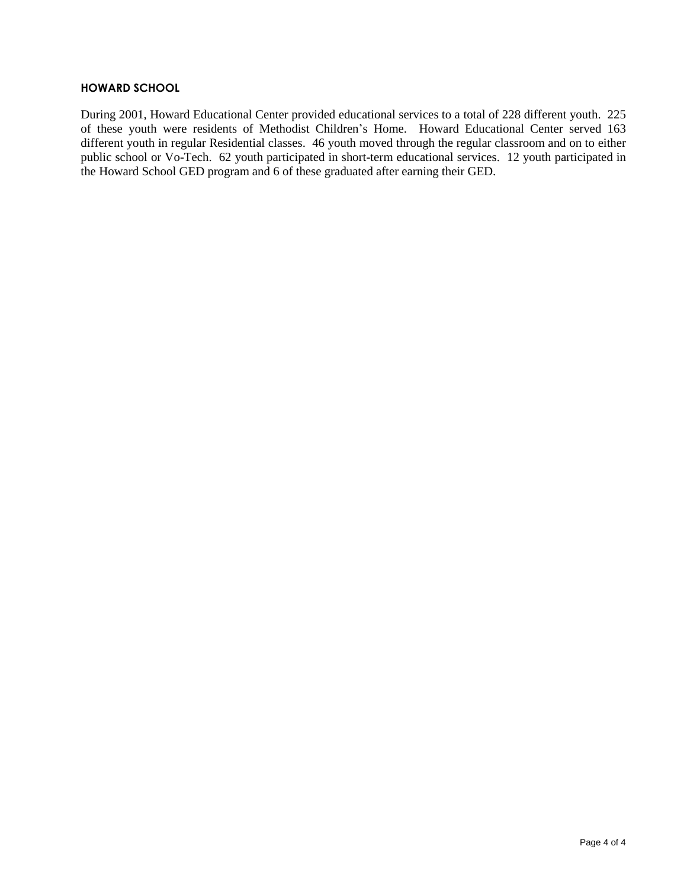### HOWARD SCHOOL

During 2001, Howard Educational Center provided educational services to a total of 228 different youth. 225 of these youth were residents of Methodist Children's Home. Howard Educational Center served 163 different youth in regular Residential classes. 46 youth moved through the regular classroom and on to either public school or Vo-Tech. 62 youth participated in short-term educational services. 12 youth participated in the Howard School GED program and 6 of these graduated after earning their GED.